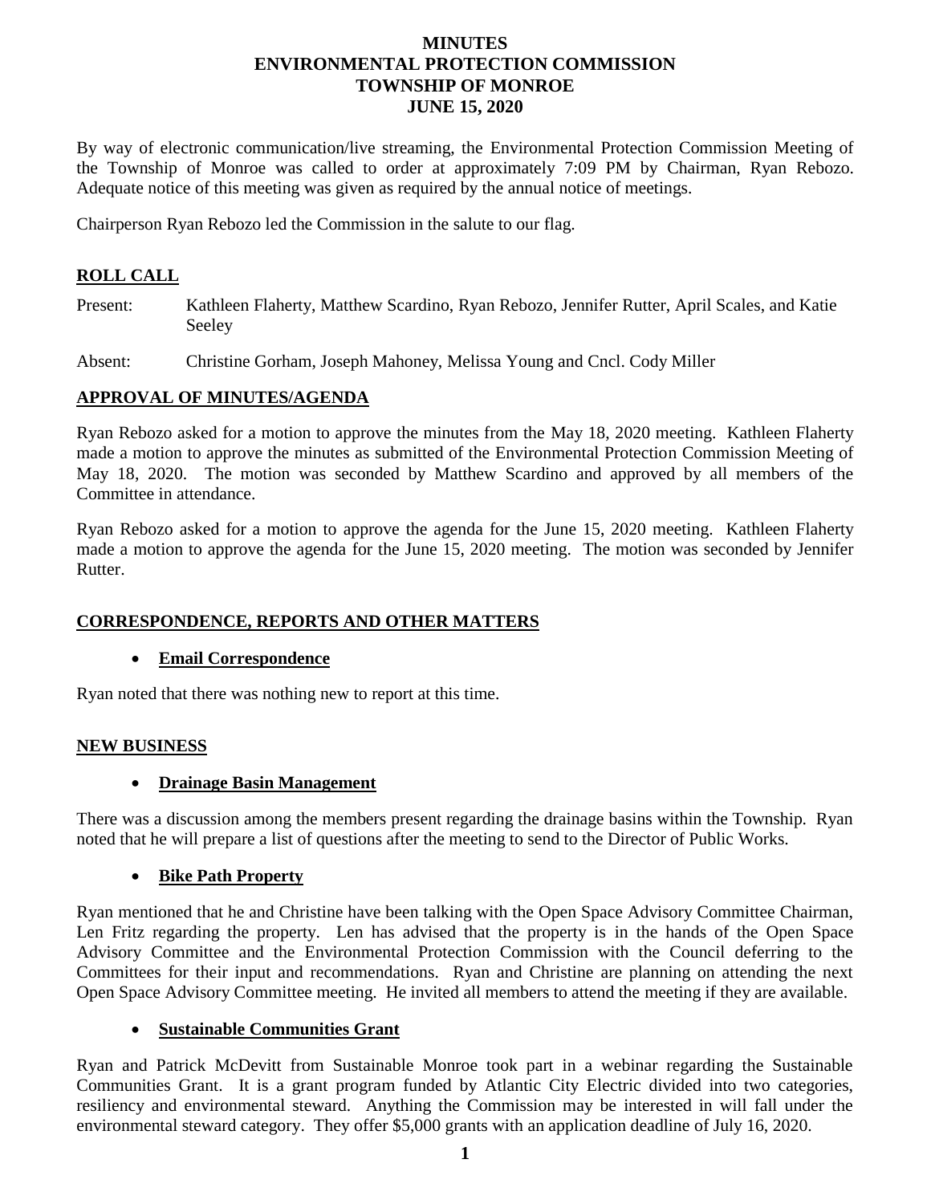# MINUTES
# ENVIRONMENTAL PROTECTION COMMISSION
# TOWNSHIP OF MONROE
# JUNE 15, 2020

By way of electronic communication/live streaming, the Environmental Protection Commission Meeting of the Township of Monroe was called to order at approximately 7:09 PM by Chairman, Ryan Rebozo. Adequate notice of this meeting was given as required by the annual notice of meetings.

Chairperson Ryan Rebozo led the Commission in the salute to our flag.

## ROLL CALL

Present: Kathleen Flaherty, Matthew Scardino, Ryan Rebozo, Jennifer Rutter, April Scales, and Katie Seeley

Absent: Christine Gorham, Joseph Mahoney, Melissa Young and Cncl. Cody Miller

## APPROVAL OF MINUTES/AGENDA

Ryan Rebozo asked for a motion to approve the minutes from the May 18, 2020 meeting. Kathleen Flaherty made a motion to approve the minutes as submitted of the Environmental Protection Commission Meeting of May 18, 2020. The motion was seconded by Matthew Scardino and approved by all members of the Committee in attendance.

Ryan Rebozo asked for a motion to approve the agenda for the June 15, 2020 meeting. Kathleen Flaherty made a motion to approve the agenda for the June 15, 2020 meeting. The motion was seconded by Jennifer Rutter.

## CORRESPONDENCE, REPORTS AND OTHER MATTERS

- **Email Correspondence**

Ryan noted that there was nothing new to report at this time.

## NEW BUSINESS

- **Drainage Basin Management**

There was a discussion among the members present regarding the drainage basins within the Township. Ryan noted that he will prepare a list of questions after the meeting to send to the Director of Public Works.

- **Bike Path Property**

Ryan mentioned that he and Christine have been talking with the Open Space Advisory Committee Chairman, Len Fritz regarding the property. Len has advised that the property is in the hands of the Open Space Advisory Committee and the Environmental Protection Commission with the Council deferring to the Committees for their input and recommendations. Ryan and Christine are planning on attending the next Open Space Advisory Committee meeting. He invited all members to attend the meeting if they are available.

- **Sustainable Communities Grant**

Ryan and Patrick McDevitt from Sustainable Monroe took part in a webinar regarding the Sustainable Communities Grant. It is a grant program funded by Atlantic City Electric divided into two categories, resiliency and environmental steward. Anything the Commission may be interested in will fall under the environmental steward category. They offer $5,000 grants with an application deadline of July 16, 2020.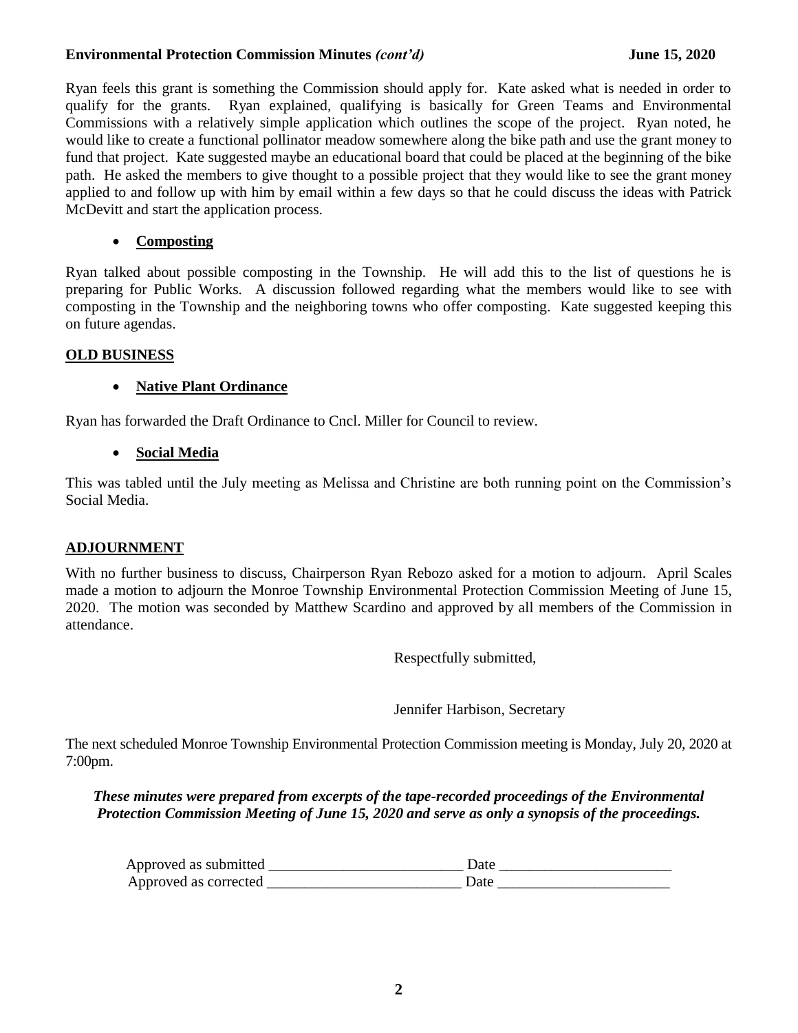Ryan feels this grant is something the Commission should apply for. Kate asked what is needed in order to qualify for the grants. Ryan explained, qualifying is basically for Green Teams and Environmental Commissions with a relatively simple application which outlines the scope of the project. Ryan noted, he would like to create a functional pollinator meadow somewhere along the bike path and use the grant money to fund that project. Kate suggested maybe an educational board that could be placed at the beginning of the bike path. He asked the members to give thought to a possible project that they would like to see the grant money applied to and follow up with him by email within a few days so that he could discuss the ideas with Patrick McDevitt and start the application process.

- **Composting**

Ryan talked about possible composting in the Township. He will add this to the list of questions he is preparing for Public Works. A discussion followed regarding what the members would like to see with composting in the Township and the neighboring towns who offer composting. Kate suggested keeping this on future agendas.

## OLD BUSINESS

- **Native Plant Ordinance**

Ryan has forwarded the Draft Ordinance to Cncl. Miller for Council to review.

- **Social Media**

This was tabled until the July meeting as Melissa and Christine are both running point on the Commission's Social Media.

## ADJOURNMENT

With no further business to discuss, Chairperson Ryan Rebozo asked for a motion to adjourn. April Scales made a motion to adjourn the Monroe Township Environmental Protection Commission Meeting of June 15, 2020. The motion was seconded by Matthew Scardino and approved by all members of the Commission in attendance.

Respectfully submitted,

Jennifer Harbison, Secretary

The next scheduled Monroe Township Environmental Protection Commission meeting is Monday, July 20, 2020 at 7:00pm.

***These minutes were prepared from excerpts of the tape-recorded proceedings of the Environmental Protection Commission Meeting of June 15, 2020 and serve as only a synopsis of the proceedings.***

Approved as submitted __________________________ Date _______________________
Approved as corrected __________________________ Date _______________________